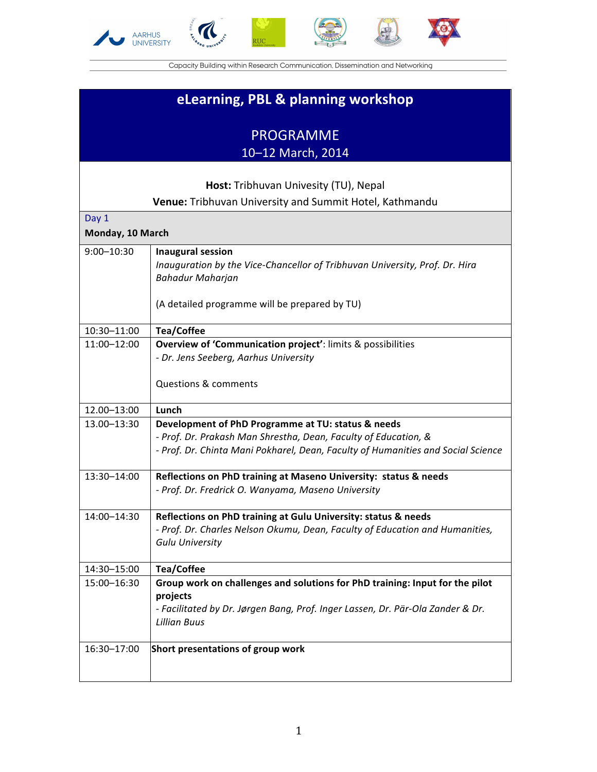Capacity Building within Research Communication, Dissemination and Networking

# eLearning, PBL & planning workshop

## PROGRAMME

10–12 March, 2014

**Host:** Tribhuvan Univesity (TU), Nepal

**Venue:** Tribhuvan University and Summit Hotel, Kathmandu

| Day 1<br>**Monday, 10 March** | |
|---|---|
| 9:00–10:30 | **Inaugural session**<br>*Inauguration by the Vice-Chancellor of Tribhuvan University, Prof. Dr. Hira Bahadur Maharjan*<br><br>(A detailed programme will be prepared by TU) |
| 10:30–11:00 | **Tea/Coffee** |
| 11:00–12:00 | **Overview of 'Communication project'**: limits & possibilities<br>*- Dr. Jens Seeberg, Aarhus University*<br><br>Questions & comments |
| 12.00–13:00 | **Lunch** |
| 13.00–13:30 | **Development of PhD Programme at TU: status & needs**<br>*- Prof. Dr. Prakash Man Shrestha, Dean, Faculty of Education, &*<br>*- Prof. Dr. Chinta Mani Pokharel, Dean, Faculty of Humanities and Social Science* |
| 13:30–14:00 | **Reflections on PhD training at Maseno University: status & needs**<br>*- Prof. Dr. Fredrick O. Wanyama, Maseno University* |
| 14:00–14:30 | **Reflections on PhD training at Gulu University: status & needs**<br>*- Prof. Dr. Charles Nelson Okumu, Dean, Faculty of Education and Humanities, Gulu University* |
| 14:30–15:00 | **Tea/Coffee** |
| 15:00–16:30 | **Group work on challenges and solutions for PhD training: Input for the pilot projects**<br>*- Facilitated by Dr. Jørgen Bang, Prof. Inger Lassen, Dr. Pär-Ola Zander & Dr. Lillian Buus* |
| 16:30–17:00 | **Short presentations of group work** |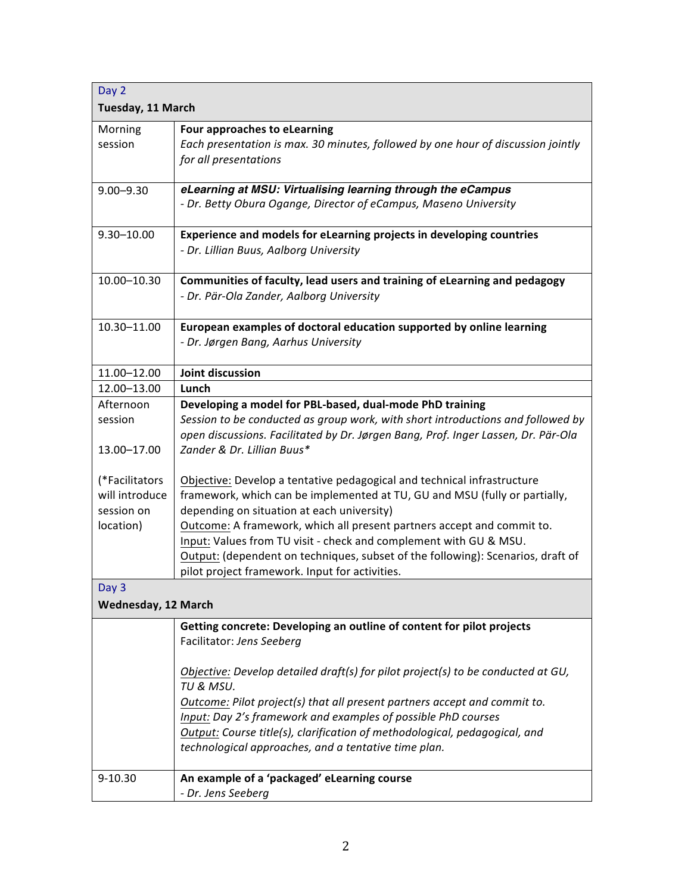| Day 2<br>**Tuesday, 11 March** | |
|---|---|
| Morning session | **Four approaches to eLearning**<br>*Each presentation is max. 30 minutes, followed by one hour of discussion jointly for all presentations* |
| 9.00–9.30 | ***eLearning at MSU: Virtualising learning through the eCampus***<br>*- Dr. Betty Obura Ogange, Director of eCampus, Maseno University* |
| 9.30–10.00 | **Experience and models for eLearning projects in developing countries**<br>*- Dr. Lillian Buus, Aalborg University* |
| 10.00–10.30 | **Communities of faculty, lead users and training of eLearning and pedagogy**<br>*- Dr. Pär-Ola Zander, Aalborg University* |
| 10.30–11.00 | **European examples of doctoral education supported by online learning**<br>*- Dr. Jørgen Bang, Aarhus University* |
| 11.00–12.00 | **Joint discussion** |
| 12.00–13.00 | **Lunch** |
| Afternoon session<br><br>13.00–17.00<br><br>(*Facilitators will introduce session on location) | **Developing a model for PBL-based, dual-mode PhD training**<br>*Session to be conducted as group work, with short introductions and followed by open discussions. Facilitated by Dr. Jørgen Bang, Prof. Inger Lassen, Dr. Pär-Ola Zander & Dr. Lillian Buus**<br><br>Objective: Develop a tentative pedagogical and technical infrastructure framework, which can be implemented at TU, GU and MSU (fully or partially, depending on situation at each university)<br>Outcome: A framework, which all present partners accept and commit to.<br>Input: Values from TU visit - check and complement with GU & MSU.<br>Output: (dependent on techniques, subset of the following): Scenarios, draft of pilot project framework. Input for activities. |
| Day 3<br>**Wednesday, 12 March** | |
| | **Getting concrete: Developing an outline of content for pilot projects**<br>Facilitator: *Jens Seeberg*<br><br>*Objective: Develop detailed draft(s) for pilot project(s) to be conducted at GU, TU & MSU.*<br>*Outcome: Pilot project(s) that all present partners accept and commit to.*<br>*Input: Day 2's framework and examples of possible PhD courses*<br>*Output: Course title(s), clarification of methodological, pedagogical, and technological approaches, and a tentative time plan.* |
| 9-10.30 | **An example of a 'packaged' eLearning course**<br>*- Dr. Jens Seeberg* |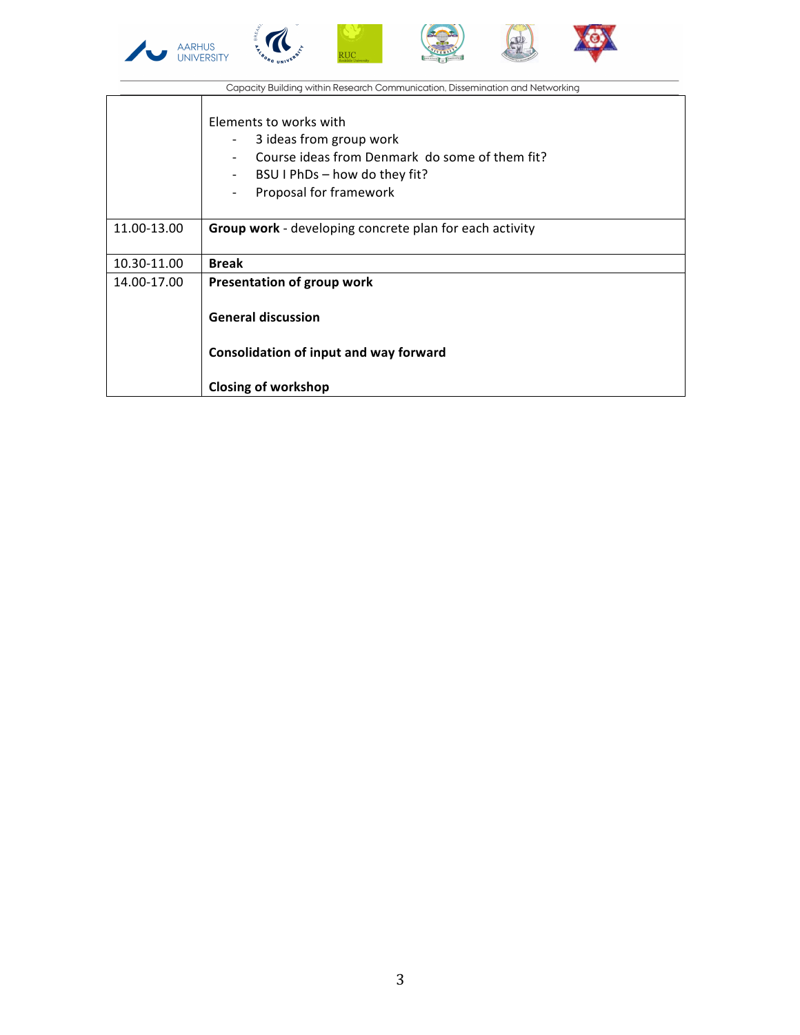| | |
|---|---|
| | Elements to works with<br>- 3 ideas from group work<br>- Course ideas from Denmark do some of them fit?<br>- BSU I PhDs – how do they fit?<br>- Proposal for framework |
| 11.00-13.00 | **Group work** - developing concrete plan for each activity |
| 10.30-11.00 | **Break** |
| 14.00-17.00 | **Presentation of group work**<br><br>**General discussion**<br><br>**Consolidation of input and way forward**<br><br>**Closing of workshop** |